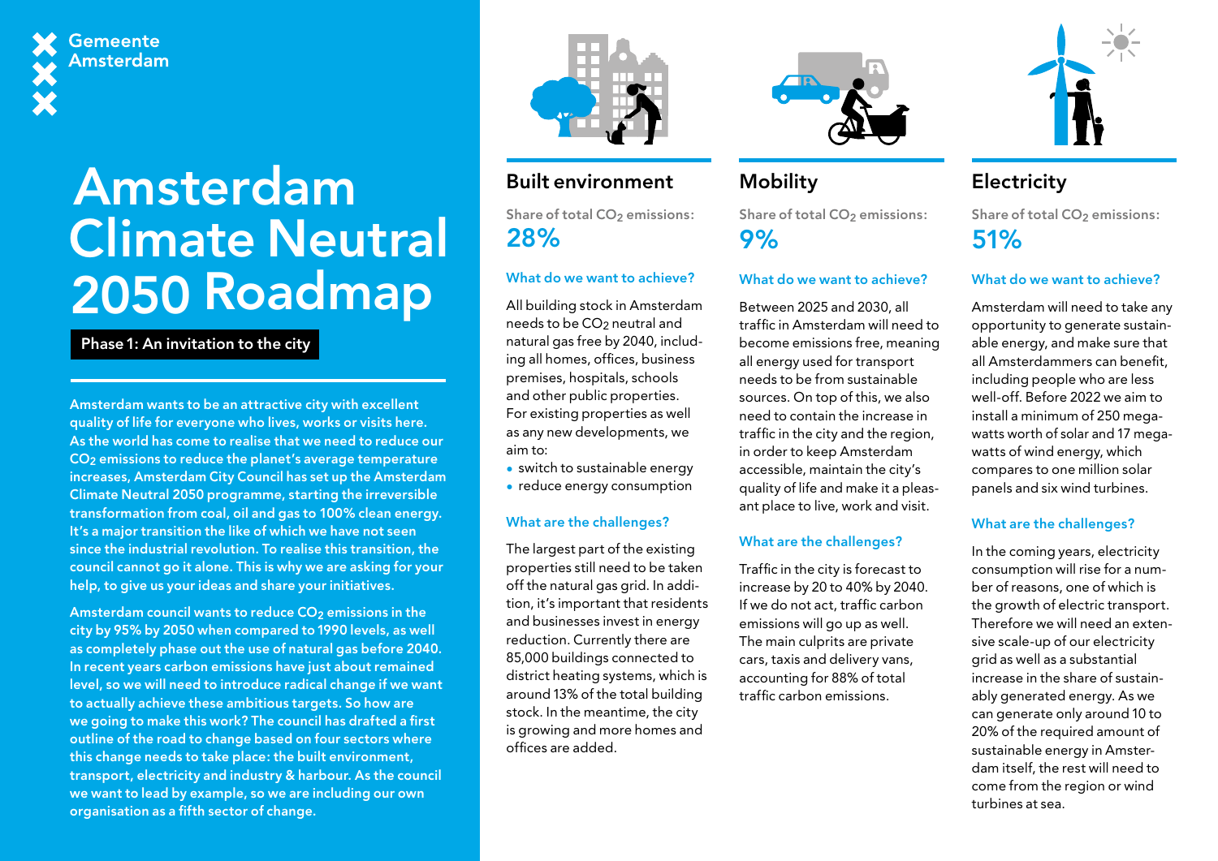Gemeente Amsterdam

# Amsterdam Climate Neutral 2050 Roadmap

**Phase 1: An invitation to the city**

**Amsterdam wants to be an attractive city with excellent quality of life for everyone who lives, works or visits here. As the world has come to realise that we need to reduce our $CO_2$ emissions to reduce the planet's average temperature increases, Amsterdam City Council has set up the Amsterdam Climate Neutral 2050 programme, starting the irreversible transformation from coal, oil and gas to 100% clean energy. It's a major transition the like of which we have not seen since the industrial revolution. To realise this transition, the council cannot go it alone. This is why we are asking for your help, to give us your ideas and share your initiatives.**

**Amsterdam council wants to reduce $CO_2$ emissions in the city by 95% by 2050 when compared to 1990 levels, as well as completely phase out the use of natural gas before 2040. In recent years carbon emissions have just about remained level, so we will need to introduce radical change if we want to actually achieve these ambitious targets. So how are we going to make this work? The council has drafted a first outline of the road to change based on four sectors where this change needs to take place: the built environment, transport, electricity and industry & harbour. As the council we want to lead by example, so we are including our own organisation as a fifth sector of change.**

## Built environment

Share of total $CO_2$ emissions:
**28%**

### What do we want to achieve?

All building stock in Amsterdam needs to be $CO_2$ neutral and natural gas free by 2040, including all homes, offices, business premises, hospitals, schools and other public properties. For existing properties as well as any new developments, we aim to:

- switch to sustainable energy
- reduce energy consumption

### What are the challenges?

The largest part of the existing properties still need to be taken off the natural gas grid. In addition, it's important that residents and businesses invest in energy reduction. Currently there are 85,000 buildings connected to district heating systems, which is around 13% of the total building stock. In the meantime, the city is growing and more homes and offices are added.

## Mobility

Share of total $CO_2$ emissions:
**9%**

### What do we want to achieve?

Between 2025 and 2030, all traffic in Amsterdam will need to become emissions free, meaning all energy used for transport needs to be from sustainable sources. On top of this, we also need to contain the increase in traffic in the city and the region, in order to keep Amsterdam accessible, maintain the city's quality of life and make it a pleasant place to live, work and visit.

### What are the challenges?

Traffic in the city is forecast to increase by 20 to 40% by 2040. If we do not act, traffic carbon emissions will go up as well. The main culprits are private cars, taxis and delivery vans, accounting for 88% of total traffic carbon emissions.

## Electricity

Share of total $CO_2$ emissions:
**51%**

### What do we want to achieve?

Amsterdam will need to take any opportunity to generate sustainable energy, and make sure that all Amsterdammers can benefit, including people who are less well-off. Before 2022 we aim to install a minimum of 250 megawatts worth of solar and 17 megawatts of wind energy, which compares to one million solar panels and six wind turbines.

### What are the challenges?

In the coming years, electricity consumption will rise for a number of reasons, one of which is the growth of electric transport. Therefore we will need an extensive scale-up of our electricity grid as well as a substantial increase in the share of sustainably generated energy. As we can generate only around 10 to 20% of the required amount of sustainable energy in Amsterdam itself, the rest will need to come from the region or wind turbines at sea.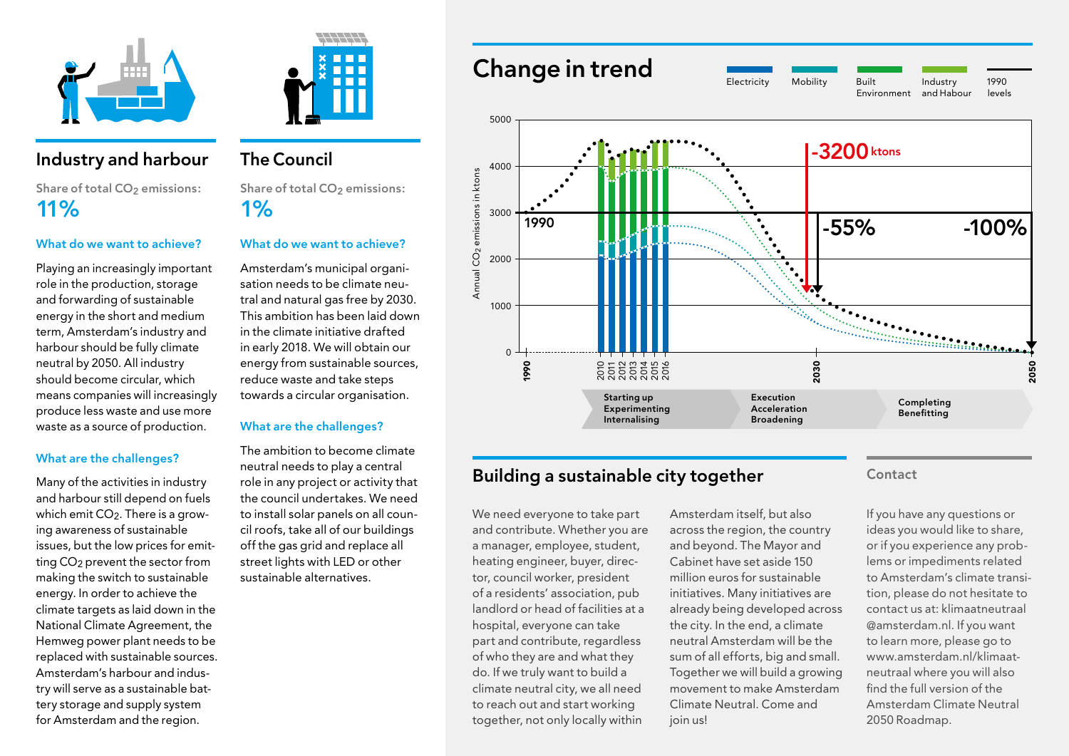## Industry and harbour

Share of total $CO_2$ emissions:

**11%**

### What do we want to achieve?

Playing an increasingly important role in the production, storage and forwarding of sustainable energy in the short and medium term, Amsterdam's industry and harbour should be fully climate neutral by 2050. All industry should become circular, which means companies will increasingly produce less waste and use more waste as a source of production.

### What are the challenges?

Many of the activities in industry and harbour still depend on fuels which emit $CO_2$. There is a growing awareness of sustainable issues, but the low prices for emitting $CO_2$ prevent the sector from making the switch to sustainable energy. In order to achieve the climate targets as laid down in the National Climate Agreement, the Hemweg power plant needs to be replaced with sustainable sources. Amsterdam's harbour and industry will serve as a sustainable battery storage and supply system for Amsterdam and the region.

## The Council

Share of total $CO_2$ emissions:

**1%**

### What do we want to achieve?

Amsterdam's municipal organisation needs to be climate neutral and natural gas free by 2030. This ambition has been laid down in the climate initiative drafted in early 2018. We will obtain our energy from sustainable sources, reduce waste and take steps towards a circular organisation.

### What are the challenges?

The ambition to become climate neutral needs to play a central role in any project or activity that the council undertakes. We need to install solar panels on all council roofs, take all of our buildings off the gas grid and replace all street lights with LED or other sustainable alternatives.

## Change in trend

Electricity
Mobility
Built Environment
Industry and Habour
1990 levels

Annual $CO_2$ emissions in ktons
5000
4000
3000
2000
1000
0
1990
-3200 ktons
-55%
-100%
1990
2010 2011 2012 2013 2014 2015 2016
2030
2050

Starting up
Experimenting
Internalising

Execution
Acceleration
Broadening

Completing
Benefitting

## Building a sustainable city together

We need everyone to take part and contribute. Whether you are a manager, employee, student, heating engineer, buyer, director, council worker, president of a residents' association, pub landlord or head of facilities at a hospital, everyone can take part and contribute, regardless of who they are and what they do. If we truly want to build a climate neutral city, we all need to reach out and start working together, not only locally within Amsterdam itself, but also across the region, the country and beyond. The Mayor and Cabinet have set aside 150 million euros for sustainable initiatives. Many initiatives are already being developed across the city. In the end, a climate neutral Amsterdam will be the sum of all efforts, big and small. Together we will build a growing movement to make Amsterdam Climate Neutral. Come and join us!

## Contact

If you have any questions or ideas you would like to share, or if you experience any problems or impediments related to Amsterdam's climate transition, please do not hesitate to contact us at: klimaatneutraal@amsterdam.nl. If you want to learn more, please go to www.amsterdam.nl/klimaatneutraal where you will also find the full version of the Amsterdam Climate Neutral 2050 Roadmap.